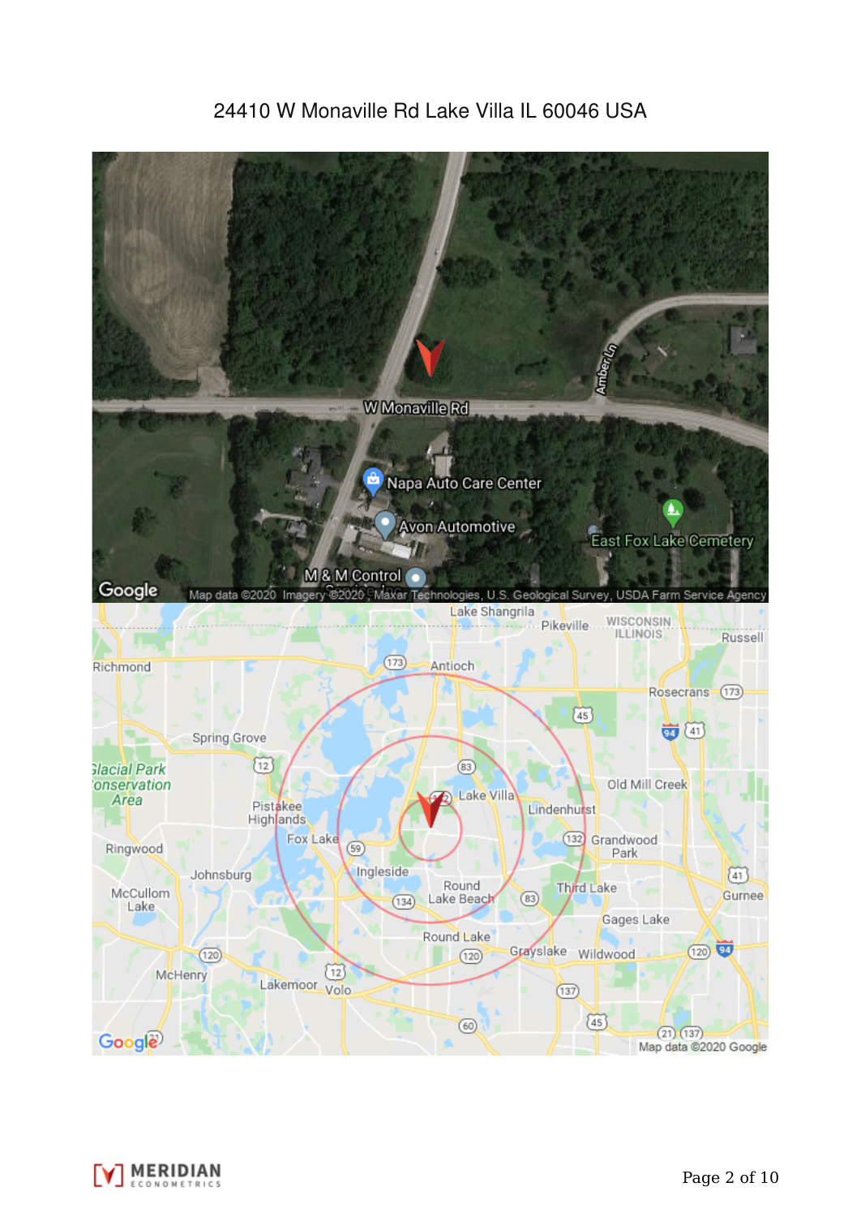24410 W Monaville Rd Lake Villa IL 60046 USA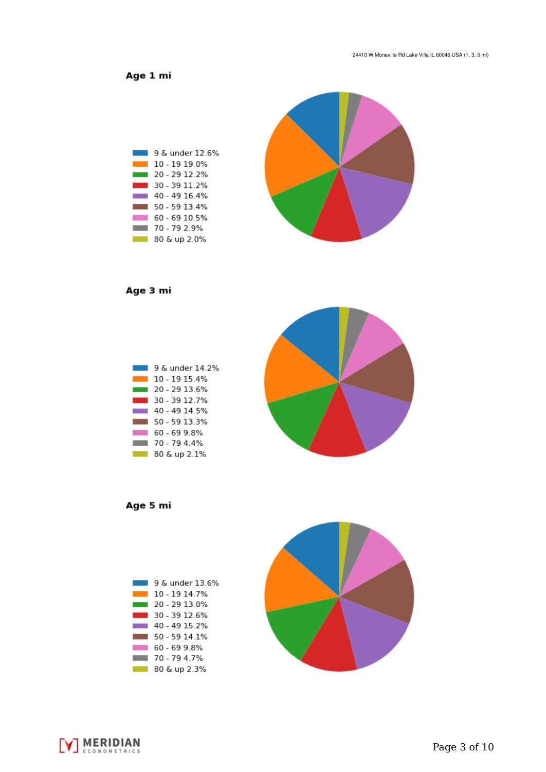24410 W Monaville Rd Lake Villa IL 60046 USA (1, 3, 5 mi)

## Age 1 mi

- 9 & under 12.6%
- 10 - 19 19.0%
- 20 - 29 12.2%
- 30 - 39 11.2%
- 40 - 49 16.4%
- 50 - 59 13.4%
- 60 - 69 10.5%
- 70 - 79 2.9%
- 80 & up 2.0%

## Age 3 mi

- 9 & under 14.2%
- 10 - 19 15.4%
- 20 - 29 13.6%
- 30 - 39 12.7%
- 40 - 49 14.5%
- 50 - 59 13.3%
- 60 - 69 9.8%
- 70 - 79 4.4%
- 80 & up 2.1%

## Age 5 mi

- 9 & under 13.6%
- 10 - 19 14.7%
- 20 - 29 13.0%
- 30 - 39 12.6%
- 40 - 49 15.2%
- 50 - 59 14.1%
- 60 - 69 9.8%
- 70 - 79 4.7%
- 80 & up 2.3%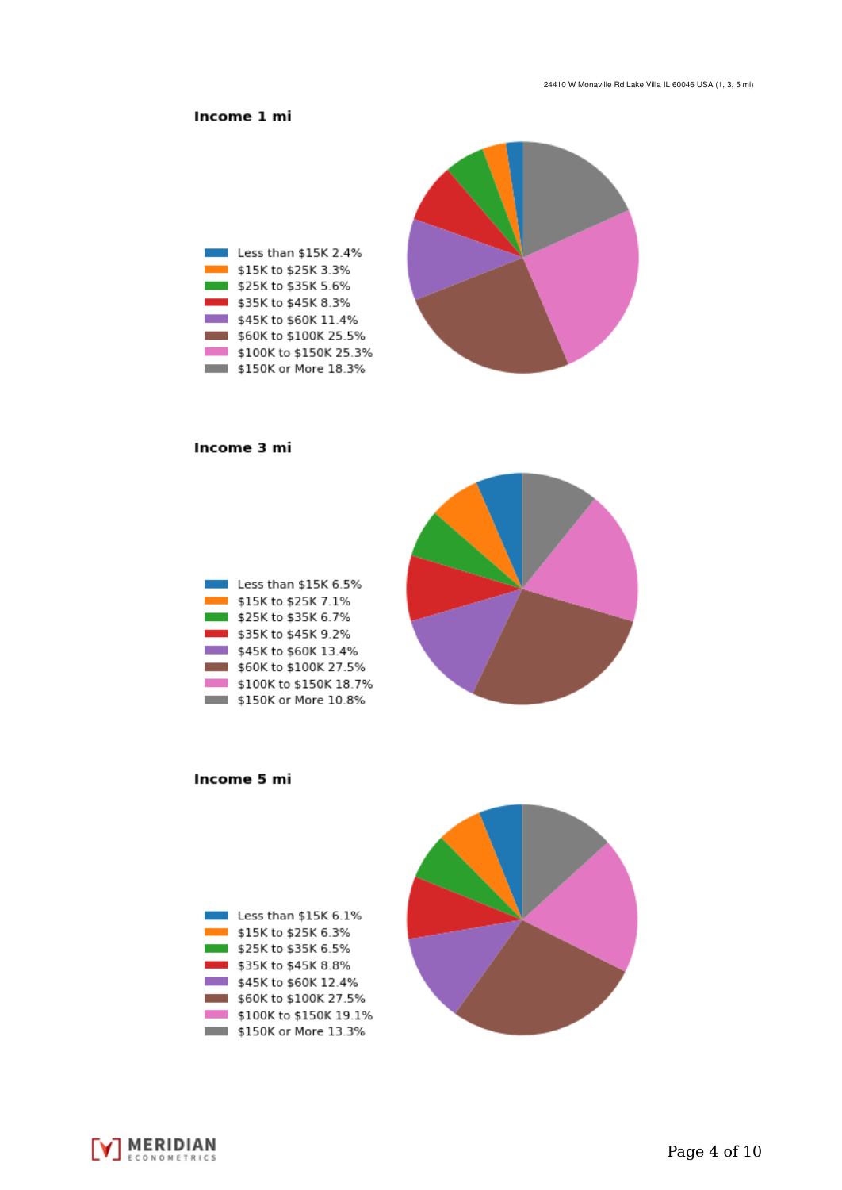24410 W Monaville Rd Lake Villa IL 60046 USA (1, 3, 5 mi)

### Income 1 mi

- Less than $15K 2.4%
- $15K to $25K 3.3%
- $25K to $35K 5.6%
- $35K to $45K 8.3%
- $45K to $60K 11.4%
- $60K to $100K 25.5%
- $100K to $150K 25.3%
- $150K or More 18.3%

### Income 3 mi

- Less than $15K 6.5%
- $15K to $25K 7.1%
- $25K to $35K 6.7%
- $35K to $45K 9.2%
- $45K to $60K 13.4%
- $60K to $100K 27.5%
- $100K to $150K 18.7%
- $150K or More 10.8%

### Income 5 mi

- Less than $15K 6.1%
- $15K to $25K 6.3%
- $25K to $35K 6.5%
- $35K to $45K 8.8%
- $45K to $60K 12.4%
- $60K to $100K 27.5%
- $100K to $150K 19.1%
- $150K or More 13.3%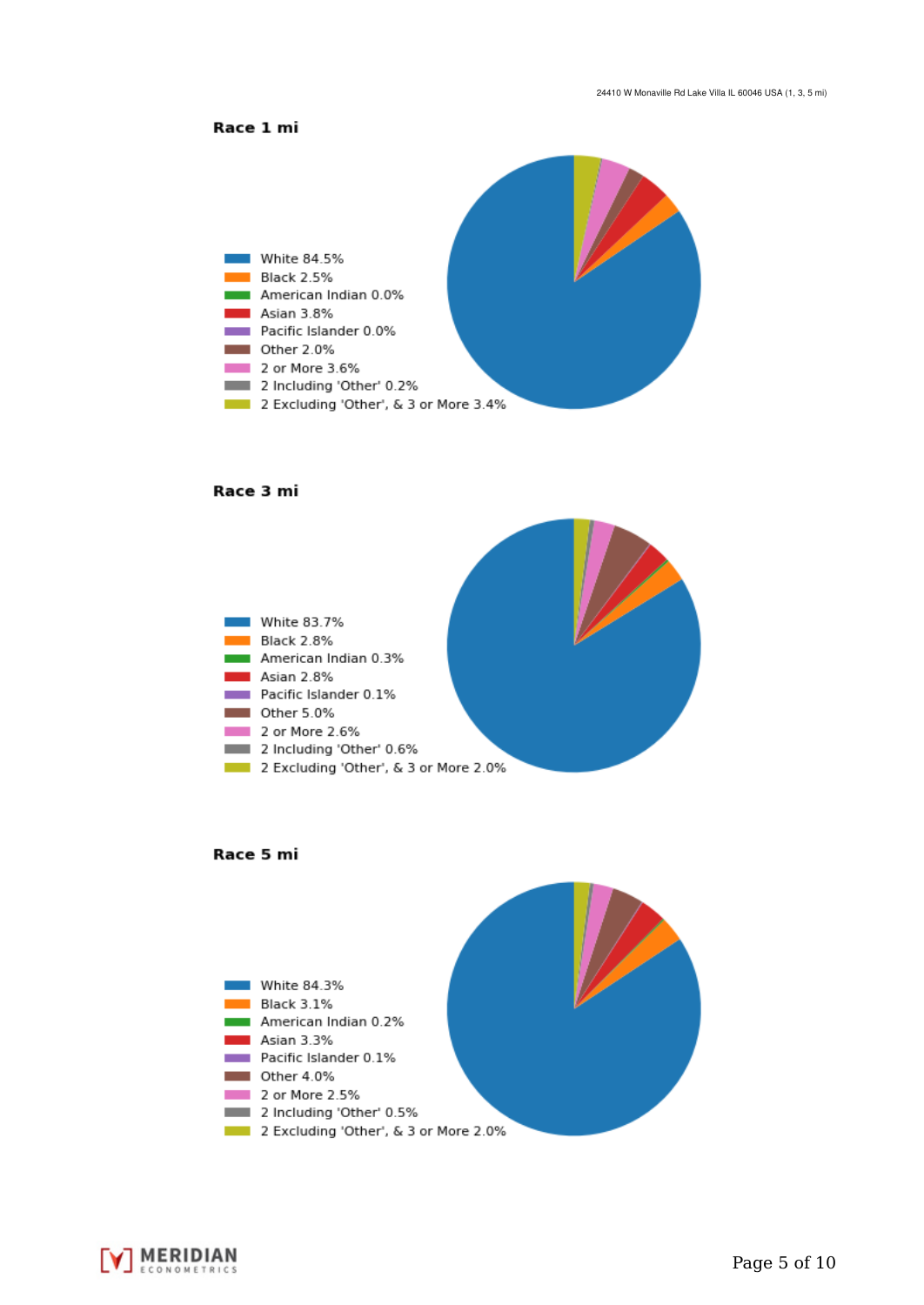## Race 1 mi

- White 84.5%
- Black 2.5%
- American Indian 0.0%
- Asian 3.8%
- Pacific Islander 0.0%
- Other 2.0%
- 2 or More 3.6%
- 2 Including 'Other' 0.2%
- 2 Excluding 'Other', & 3 or More 3.4%

## Race 3 mi

- White 83.7%
- Black 2.8%
- American Indian 0.3%
- Asian 2.8%
- Pacific Islander 0.1%
- Other 5.0%
- 2 or More 2.6%
- 2 Including 'Other' 0.6%
- 2 Excluding 'Other', & 3 or More 2.0%

## Race 5 mi

- White 84.3%
- Black 3.1%
- American Indian 0.2%
- Asian 3.3%
- Pacific Islander 0.1%
- Other 4.0%
- 2 or More 2.5%
- 2 Including 'Other' 0.5%
- 2 Excluding 'Other', & 3 or More 2.0%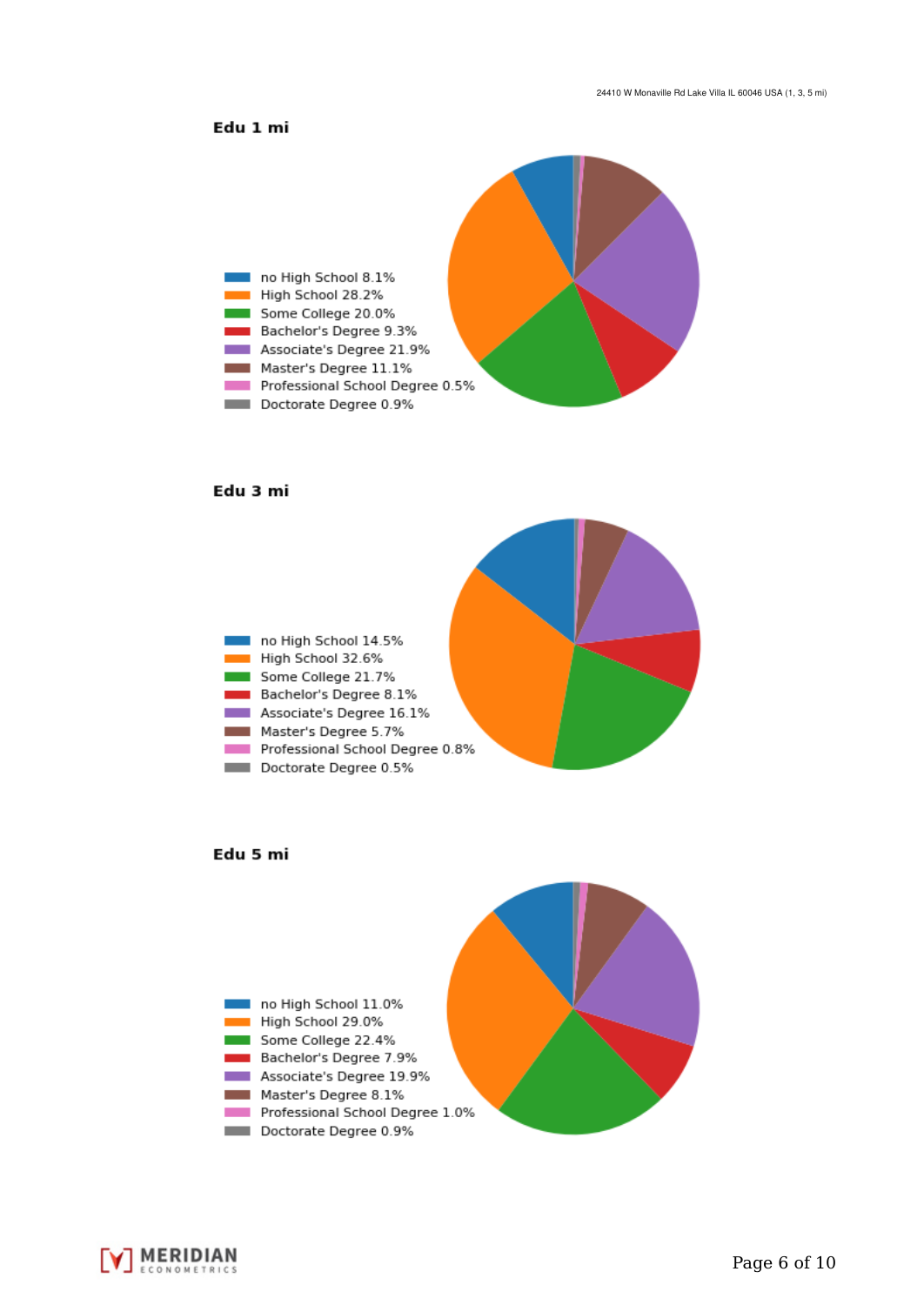24410 W Monaville Rd Lake Villa IL 60046 USA (1, 3, 5 mi)

### Edu 1 mi

- no High School 8.1%
- High School 28.2%
- Some College 20.0%
- Bachelor's Degree 9.3%
- Associate's Degree 21.9%
- Master's Degree 11.1%
- Professional School Degree 0.5%
- Doctorate Degree 0.9%

### Edu 3 mi

- no High School 14.5%
- High School 32.6%
- Some College 21.7%
- Bachelor's Degree 8.1%
- Associate's Degree 16.1%
- Master's Degree 5.7%
- Professional School Degree 0.8%
- Doctorate Degree 0.5%

### Edu 5 mi

- no High School 11.0%
- High School 29.0%
- Some College 22.4%
- Bachelor's Degree 7.9%
- Associate's Degree 19.9%
- Master's Degree 8.1%
- Professional School Degree 1.0%
- Doctorate Degree 0.9%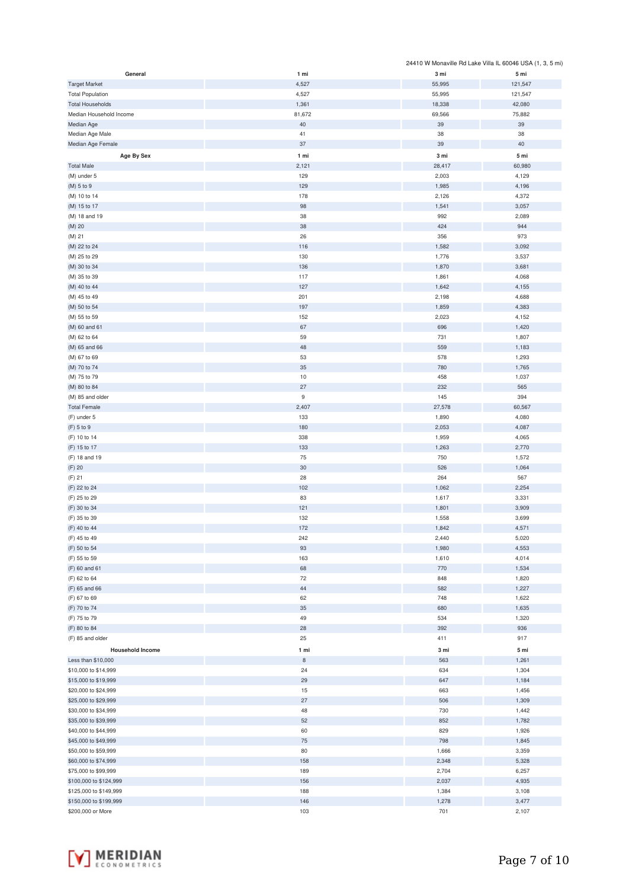24410 W Monaville Rd Lake Villa IL 60046 USA (1, 3, 5 mi)

| General | 1 mi | 3 mi | 5 mi |
|---|---|---|---|
| Target Market | 4,527 | 55,995 | 121,547 |
| Total Population | 4,527 | 55,995 | 121,547 |
| Total Households | 1,361 | 18,338 | 42,080 |
| Median Household Income | 81,672 | 69,566 | 75,882 |
| Median Age | 40 | 39 | 39 |
| Median Age Male | 41 | 38 | 38 |
| Median Age Female | 37 | 39 | 40 |

| Age By Sex | 1 mi | 3 mi | 5 mi |
|---|---|---|---|
| Total Male | 2,121 | 28,417 | 60,980 |
| (M) under 5 | 129 | 2,003 | 4,129 |
| (M) 5 to 9 | 129 | 1,985 | 4,196 |
| (M) 10 to 14 | 178 | 2,126 | 4,372 |
| (M) 15 to 17 | 98 | 1,541 | 3,057 |
| (M) 18 and 19 | 38 | 992 | 2,089 |
| (M) 20 | 38 | 424 | 944 |
| (M) 21 | 26 | 356 | 973 |
| (M) 22 to 24 | 116 | 1,582 | 3,092 |
| (M) 25 to 29 | 130 | 1,776 | 3,537 |
| (M) 30 to 34 | 136 | 1,870 | 3,681 |
| (M) 35 to 39 | 117 | 1,861 | 4,068 |
| (M) 40 to 44 | 127 | 1,642 | 4,155 |
| (M) 45 to 49 | 201 | 2,198 | 4,688 |
| (M) 50 to 54 | 197 | 1,859 | 4,383 |
| (M) 55 to 59 | 152 | 2,023 | 4,152 |
| (M) 60 and 61 | 67 | 696 | 1,420 |
| (M) 62 to 64 | 59 | 731 | 1,807 |
| (M) 65 and 66 | 48 | 559 | 1,183 |
| (M) 67 to 69 | 53 | 578 | 1,293 |
| (M) 70 to 74 | 35 | 780 | 1,765 |
| (M) 75 to 79 | 10 | 458 | 1,037 |
| (M) 80 to 84 | 27 | 232 | 565 |
| (M) 85 and older | 9 | 145 | 394 |
| Total Female | 2,407 | 27,578 | 60,567 |
| (F) under 5 | 133 | 1,890 | 4,080 |
| (F) 5 to 9 | 180 | 2,053 | 4,087 |
| (F) 10 to 14 | 338 | 1,959 | 4,065 |
| (F) 15 to 17 | 133 | 1,263 | 2,770 |
| (F) 18 and 19 | 75 | 750 | 1,572 |
| (F) 20 | 30 | 526 | 1,064 |
| (F) 21 | 28 | 264 | 567 |
| (F) 22 to 24 | 102 | 1,062 | 2,254 |
| (F) 25 to 29 | 83 | 1,617 | 3,331 |
| (F) 30 to 34 | 121 | 1,801 | 3,909 |
| (F) 35 to 39 | 132 | 1,558 | 3,699 |
| (F) 40 to 44 | 172 | 1,842 | 4,571 |
| (F) 45 to 49 | 242 | 2,440 | 5,020 |
| (F) 50 to 54 | 93 | 1,980 | 4,553 |
| (F) 55 to 59 | 163 | 1,610 | 4,014 |
| (F) 60 and 61 | 68 | 770 | 1,534 |
| (F) 62 to 64 | 72 | 848 | 1,820 |
| (F) 65 and 66 | 44 | 582 | 1,227 |
| (F) 67 to 69 | 62 | 748 | 1,622 |
| (F) 70 to 74 | 35 | 680 | 1,635 |
| (F) 75 to 79 | 49 | 534 | 1,320 |
| (F) 80 to 84 | 28 | 392 | 936 |
| (F) 85 and older | 25 | 411 | 917 |

| Household Income | 1 mi | 3 mi | 5 mi |
|---|---|---|---|
| Less than $10,000 | 8 | 563 | 1,261 |
| $10,000 to $14,999 | 24 | 634 | 1,304 |
| $15,000 to $19,999 | 29 | 647 | 1,184 |
| $20,000 to $24,999 | 15 | 663 | 1,456 |
| $25,000 to $29,999 | 27 | 506 | 1,309 |
| $30,000 to $34,999 | 48 | 730 | 1,442 |
| $35,000 to $39,999 | 52 | 852 | 1,782 |
| $40,000 to $44,999 | 60 | 829 | 1,926 |
| $45,000 to $49,999 | 75 | 798 | 1,845 |
| $50,000 to $59,999 | 80 | 1,666 | 3,359 |
| $60,000 to $74,999 | 158 | 2,348 | 5,328 |
| $75,000 to $99,999 | 189 | 2,704 | 6,257 |
| $100,000 to $124,999 | 156 | 2,037 | 4,935 |
| $125,000 to $149,999 | 188 | 1,384 | 3,108 |
| $150,000 to $199,999 | 146 | 1,278 | 3,477 |
| $200,000 or More | 103 | 701 | 2,107 |

MERIDIAN ECONOMETRICS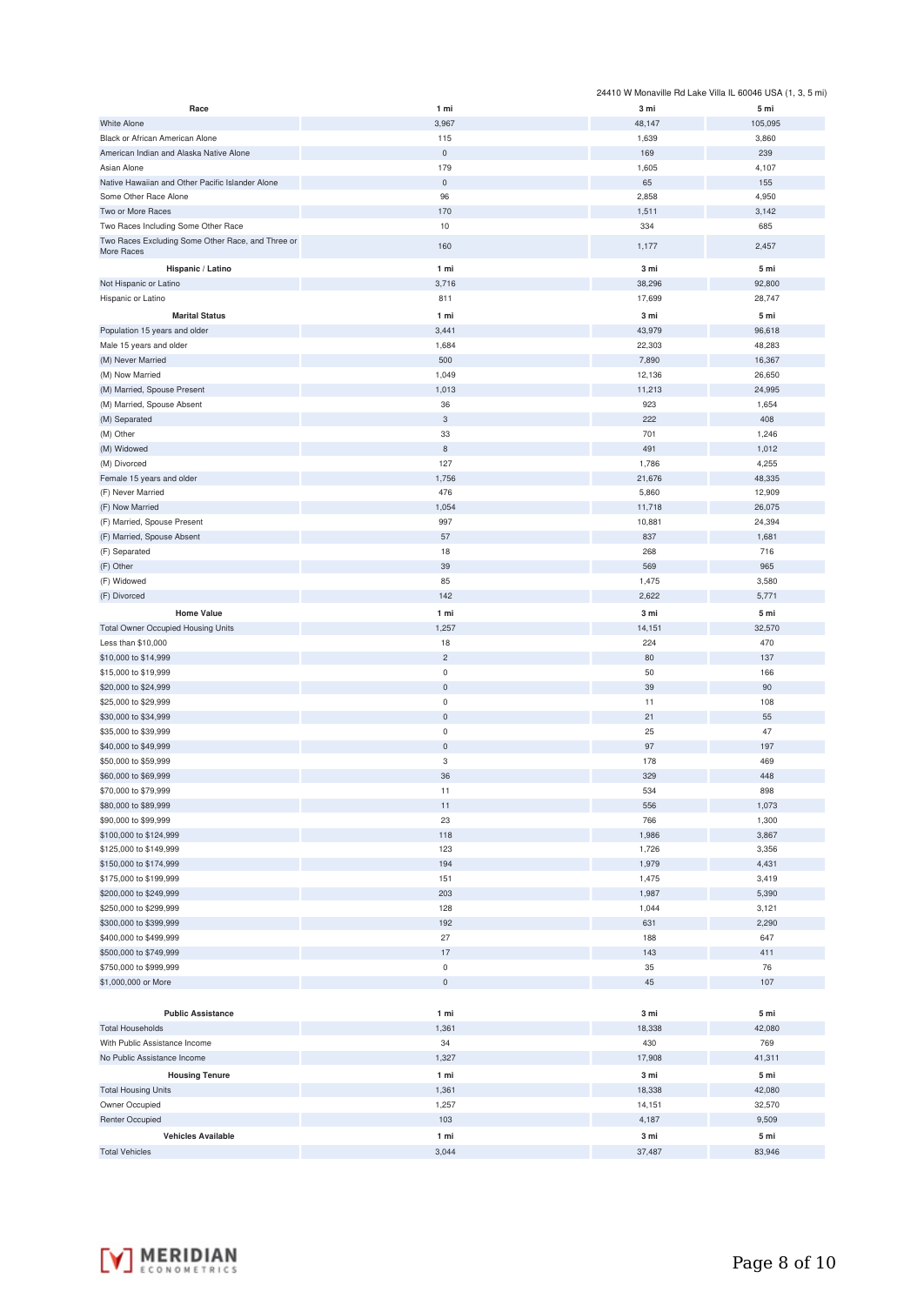24410 W Monaville Rd Lake Villa IL 60046 USA (1, 3, 5 mi)

| Race | 1 mi | 3 mi | 5 mi |
|---|---|---|---|
| White Alone | 3,967 | 48,147 | 105,095 |
| Black or African American Alone | 115 | 1,639 | 3,860 |
| American Indian and Alaska Native Alone | 0 | 169 | 239 |
| Asian Alone | 179 | 1,605 | 4,107 |
| Native Hawaiian and Other Pacific Islander Alone | 0 | 65 | 155 |
| Some Other Race Alone | 96 | 2,858 | 4,950 |
| Two or More Races | 170 | 1,511 | 3,142 |
| Two Races Including Some Other Race | 10 | 334 | 685 |
| Two Races Excluding Some Other Race, and Three or More Races | 160 | 1,177 | 2,457 |

| Hispanic / Latino | 1 mi | 3 mi | 5 mi |
|---|---|---|---|
| Not Hispanic or Latino | 3,716 | 38,296 | 92,800 |
| Hispanic or Latino | 811 | 17,699 | 28,747 |

| Marital Status | 1 mi | 3 mi | 5 mi |
|---|---|---|---|
| Population 15 years and older | 3,441 | 43,979 | 96,618 |
| Male 15 years and older | 1,684 | 22,303 | 48,283 |
| (M) Never Married | 500 | 7,890 | 16,367 |
| (M) Now Married | 1,049 | 12,136 | 26,650 |
| (M) Married, Spouse Present | 1,013 | 11,213 | 24,995 |
| (M) Married, Spouse Absent | 36 | 923 | 1,654 |
| (M) Separated | 3 | 222 | 408 |
| (M) Other | 33 | 701 | 1,246 |
| (M) Widowed | 8 | 491 | 1,012 |
| (M) Divorced | 127 | 1,786 | 4,255 |
| Female 15 years and older | 1,756 | 21,676 | 48,335 |
| (F) Never Married | 476 | 5,860 | 12,909 |
| (F) Now Married | 1,054 | 11,718 | 26,075 |
| (F) Married, Spouse Present | 997 | 10,881 | 24,394 |
| (F) Married, Spouse Absent | 57 | 837 | 1,681 |
| (F) Separated | 18 | 268 | 716 |
| (F) Other | 39 | 569 | 965 |
| (F) Widowed | 85 | 1,475 | 3,580 |
| (F) Divorced | 142 | 2,622 | 5,771 |

| Home Value | 1 mi | 3 mi | 5 mi |
|---|---|---|---|
| Total Owner Occupied Housing Units | 1,257 | 14,151 | 32,570 |
| Less than $10,000 | 18 | 224 | 470 |
| $10,000 to $14,999 | 2 | 80 | 137 |
| $15,000 to $19,999 | 0 | 50 | 166 |
| $20,000 to $24,999 | 0 | 39 | 90 |
| $25,000 to $29,999 | 0 | 11 | 108 |
| $30,000 to $34,999 | 0 | 21 | 55 |
| $35,000 to $39,999 | 0 | 25 | 47 |
| $40,000 to $49,999 | 0 | 97 | 197 |
| $50,000 to $59,999 | 3 | 178 | 469 |
| $60,000 to $69,999 | 36 | 329 | 448 |
| $70,000 to $79,999 | 11 | 534 | 898 |
| $80,000 to $89,999 | 11 | 556 | 1,073 |
| $90,000 to $99,999 | 23 | 766 | 1,300 |
| $100,000 to $124,999 | 118 | 1,986 | 3,867 |
| $125,000 to $149,999 | 123 | 1,726 | 3,356 |
| $150,000 to $174,999 | 194 | 1,979 | 4,431 |
| $175,000 to $199,999 | 151 | 1,475 | 3,419 |
| $200,000 to $249,999 | 203 | 1,987 | 5,390 |
| $250,000 to $299,999 | 128 | 1,044 | 3,121 |
| $300,000 to $399,999 | 192 | 631 | 2,290 |
| $400,000 to $499,999 | 27 | 188 | 647 |
| $500,000 to $749,999 | 17 | 143 | 411 |
| $750,000 to $999,999 | 0 | 35 | 76 |
| $1,000,000 or More | 0 | 45 | 107 |

| Public Assistance | 1 mi | 3 mi | 5 mi |
|---|---|---|---|
| Total Households | 1,361 | 18,338 | 42,080 |
| With Public Assistance Income | 34 | 430 | 769 |
| No Public Assistance Income | 1,327 | 17,908 | 41,311 |

| Housing Tenure | 1 mi | 3 mi | 5 mi |
|---|---|---|---|
| Total Housing Units | 1,361 | 18,338 | 42,080 |
| Owner Occupied | 1,257 | 14,151 | 32,570 |
| Renter Occupied | 103 | 4,187 | 9,509 |

| Vehicles Available | 1 mi | 3 mi | 5 mi |
|---|---|---|---|
| Total Vehicles | 3,044 | 37,487 | 83,946 |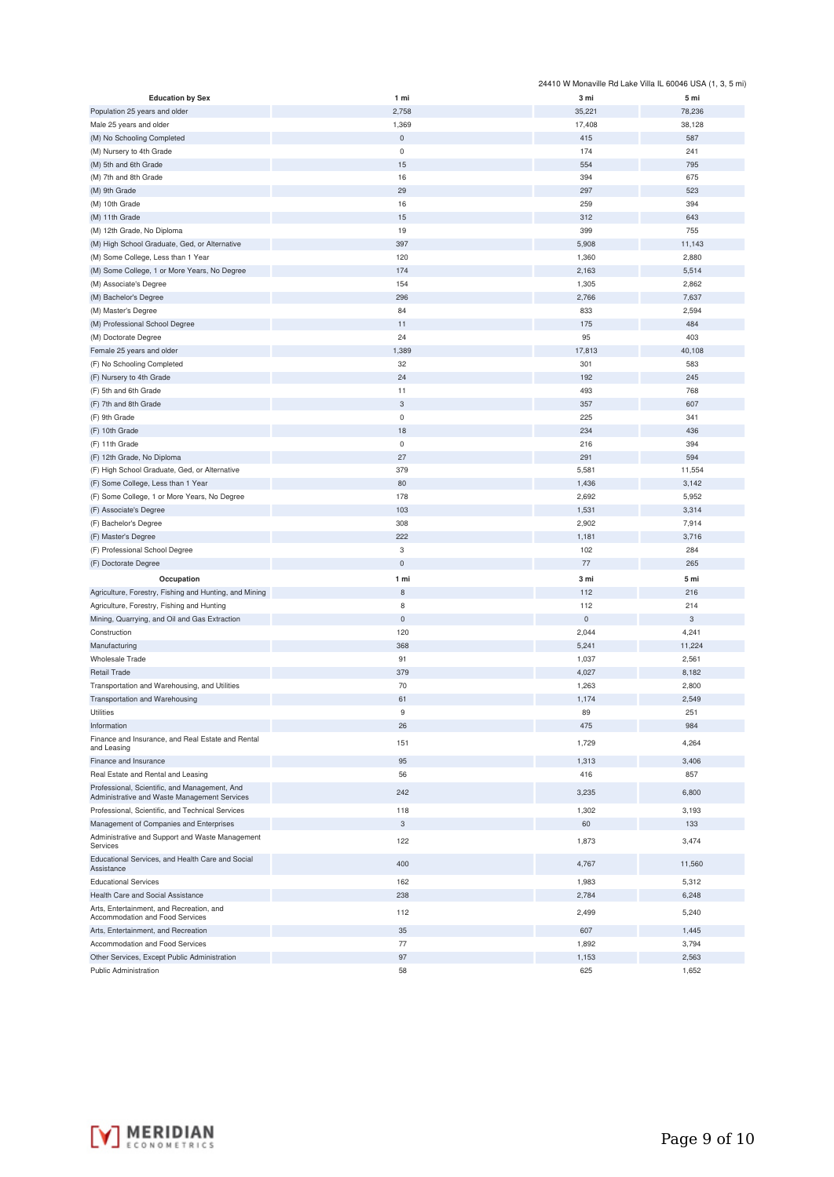24410 W Monaville Rd Lake Villa IL 60046 USA (1, 3, 5 mi)

| Education by Sex | 1 mi | 3 mi | 5 mi |
|---|---|---|---|
| Population 25 years and older | 2,758 | 35,221 | 78,236 |
| Male 25 years and older | 1,369 | 17,408 | 38,128 |
| (M) No Schooling Completed | 0 | 415 | 587 |
| (M) Nursery to 4th Grade | 0 | 174 | 241 |
| (M) 5th and 6th Grade | 15 | 554 | 795 |
| (M) 7th and 8th Grade | 16 | 394 | 675 |
| (M) 9th Grade | 29 | 297 | 523 |
| (M) 10th Grade | 16 | 259 | 394 |
| (M) 11th Grade | 15 | 312 | 643 |
| (M) 12th Grade, No Diploma | 19 | 399 | 755 |
| (M) High School Graduate, Ged, or Alternative | 397 | 5,908 | 11,143 |
| (M) Some College, Less than 1 Year | 120 | 1,360 | 2,880 |
| (M) Some College, 1 or More Years, No Degree | 174 | 2,163 | 5,514 |
| (M) Associate's Degree | 154 | 1,305 | 2,862 |
| (M) Bachelor's Degree | 296 | 2,766 | 7,637 |
| (M) Master's Degree | 84 | 833 | 2,594 |
| (M) Professional School Degree | 11 | 175 | 484 |
| (M) Doctorate Degree | 24 | 95 | 403 |
| Female 25 years and older | 1,389 | 17,813 | 40,108 |
| (F) No Schooling Completed | 32 | 301 | 583 |
| (F) Nursery to 4th Grade | 24 | 192 | 245 |
| (F) 5th and 6th Grade | 11 | 493 | 768 |
| (F) 7th and 8th Grade | 3 | 357 | 607 |
| (F) 9th Grade | 0 | 225 | 341 |
| (F) 10th Grade | 18 | 234 | 436 |
| (F) 11th Grade | 0 | 216 | 394 |
| (F) 12th Grade, No Diploma | 27 | 291 | 594 |
| (F) High School Graduate, Ged, or Alternative | 379 | 5,581 | 11,554 |
| (F) Some College, Less than 1 Year | 80 | 1,436 | 3,142 |
| (F) Some College, 1 or More Years, No Degree | 178 | 2,692 | 5,952 |
| (F) Associate's Degree | 103 | 1,531 | 3,314 |
| (F) Bachelor's Degree | 308 | 2,902 | 7,914 |
| (F) Master's Degree | 222 | 1,181 | 3,716 |
| (F) Professional School Degree | 3 | 102 | 284 |
| (F) Doctorate Degree | 0 | 77 | 265 |

| Occupation | 1 mi | 3 mi | 5 mi |
|---|---|---|---|
| Agriculture, Forestry, Fishing and Hunting, and Mining | 8 | 112 | 216 |
| Agriculture, Forestry, Fishing and Hunting | 8 | 112 | 214 |
| Mining, Quarrying, and Oil and Gas Extraction | 0 | 0 | 3 |
| Construction | 120 | 2,044 | 4,241 |
| Manufacturing | 368 | 5,241 | 11,224 |
| Wholesale Trade | 91 | 1,037 | 2,561 |
| Retail Trade | 379 | 4,027 | 8,182 |
| Transportation and Warehousing, and Utilities | 70 | 1,263 | 2,800 |
| Transportation and Warehousing | 61 | 1,174 | 2,549 |
| Utilities | 9 | 89 | 251 |
| Information | 26 | 475 | 984 |
| Finance and Insurance, and Real Estate and Rental and Leasing | 151 | 1,729 | 4,264 |
| Finance and Insurance | 95 | 1,313 | 3,406 |
| Real Estate and Rental and Leasing | 56 | 416 | 857 |
| Professional, Scientific, and Management, And Administrative and Waste Management Services | 242 | 3,235 | 6,800 |
| Professional, Scientific, and Technical Services | 118 | 1,302 | 3,193 |
| Management of Companies and Enterprises | 3 | 60 | 133 |
| Administrative and Support and Waste Management Services | 122 | 1,873 | 3,474 |
| Educational Services, and Health Care and Social Assistance | 400 | 4,767 | 11,560 |
| Educational Services | 162 | 1,983 | 5,312 |
| Health Care and Social Assistance | 238 | 2,784 | 6,248 |
| Arts, Entertainment, and Recreation, and Accommodation and Food Services | 112 | 2,499 | 5,240 |
| Arts, Entertainment, and Recreation | 35 | 607 | 1,445 |
| Accommodation and Food Services | 77 | 1,892 | 3,794 |
| Other Services, Except Public Administration | 97 | 1,153 | 2,563 |
| Public Administration | 58 | 625 | 1,652 |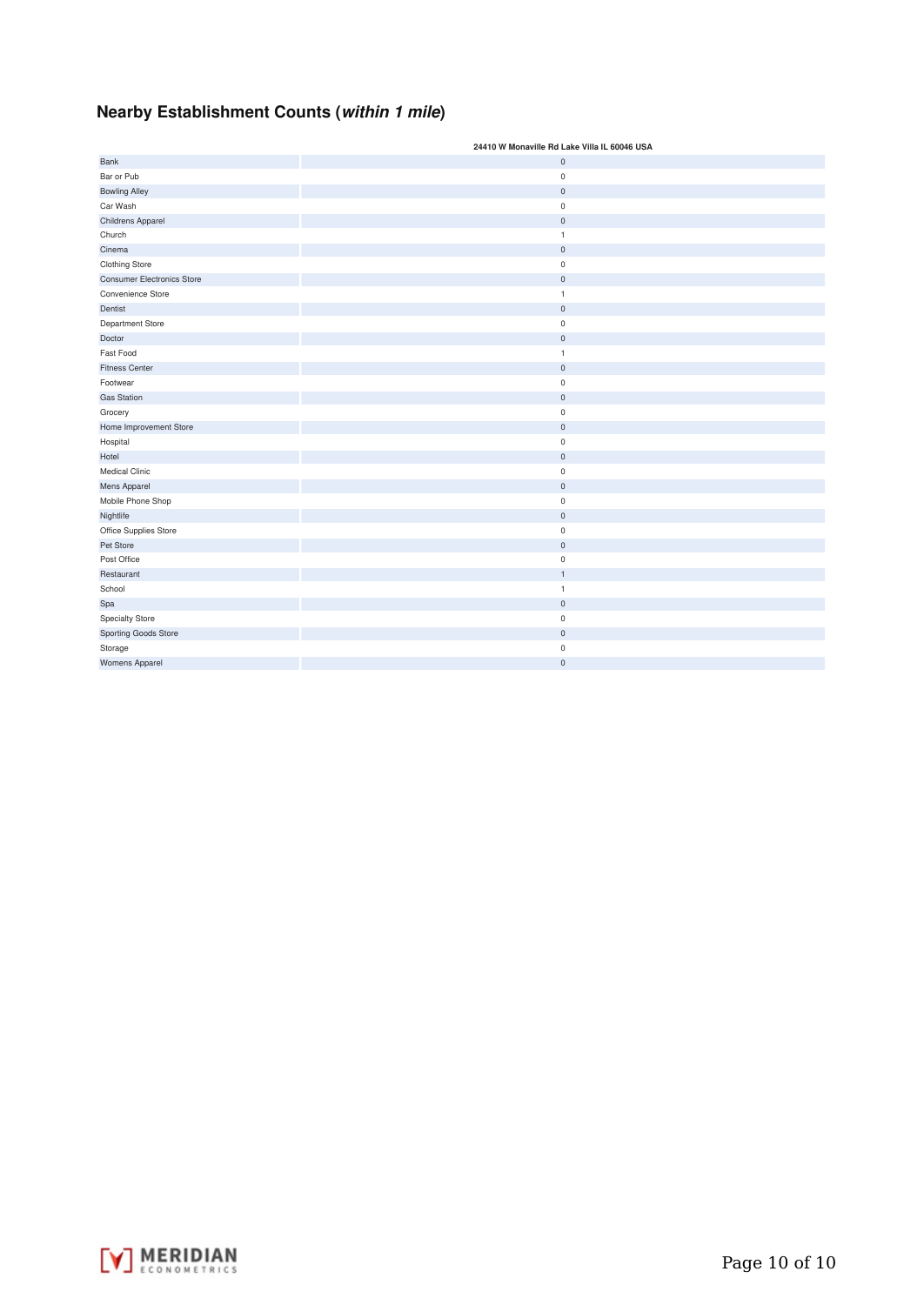## Nearby Establishment Counts (*within 1 mile*)

| | 24410 W Monaville Rd Lake Villa IL 60046 USA |
|---|---|
| Bank | 0 |
| Bar or Pub | 0 |
| Bowling Alley | 0 |
| Car Wash | 0 |
| Childrens Apparel | 0 |
| Church | 1 |
| Cinema | 0 |
| Clothing Store | 0 |
| Consumer Electronics Store | 0 |
| Convenience Store | 1 |
| Dentist | 0 |
| Department Store | 0 |
| Doctor | 0 |
| Fast Food | 1 |
| Fitness Center | 0 |
| Footwear | 0 |
| Gas Station | 0 |
| Grocery | 0 |
| Home Improvement Store | 0 |
| Hospital | 0 |
| Hotel | 0 |
| Medical Clinic | 0 |
| Mens Apparel | 0 |
| Mobile Phone Shop | 0 |
| Nightlife | 0 |
| Office Supplies Store | 0 |
| Pet Store | 0 |
| Post Office | 0 |
| Restaurant | 1 |
| School | 1 |
| Spa | 0 |
| Specialty Store | 0 |
| Sporting Goods Store | 0 |
| Storage | 0 |
| Womens Apparel | 0 |